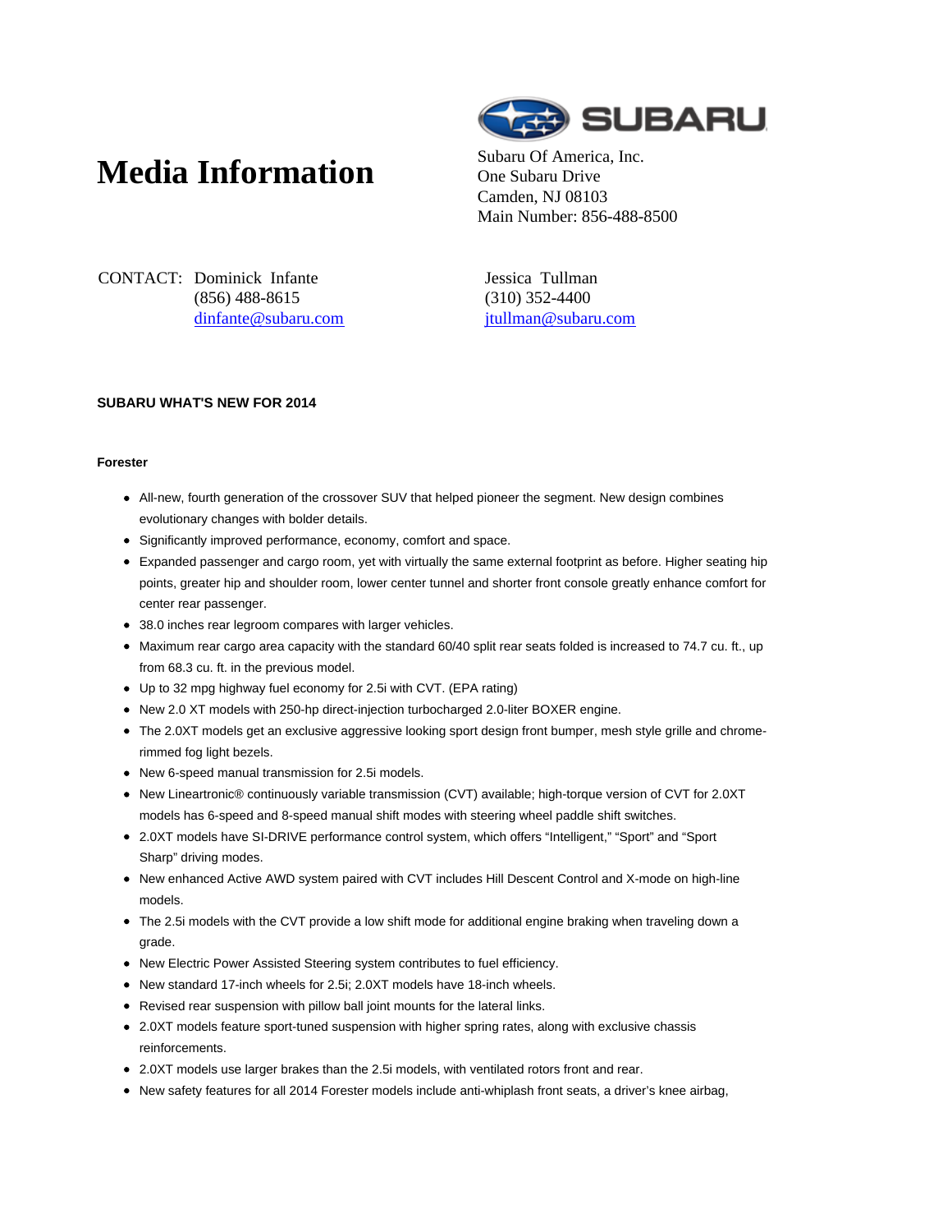# Media Information

SUBARU

Subaru Of America, Inc.
One Subaru Drive
Camden, NJ 08103
Main Number: 856-488-8500

CONTACT: Dominick Infante
(856) 488-8615
dinfante@subaru.com

Jessica Tullman
(310) 352-4400
jtullman@subaru.com

**SUBARU WHAT'S NEW FOR 2014**

**Forester**

- All-new, fourth generation of the crossover SUV that helped pioneer the segment. New design combines evolutionary changes with bolder details.
- Significantly improved performance, economy, comfort and space.
- Expanded passenger and cargo room, yet with virtually the same external footprint as before. Higher seating hip points, greater hip and shoulder room, lower center tunnel and shorter front console greatly enhance comfort for center rear passenger.
- 38.0 inches rear legroom compares with larger vehicles.
- Maximum rear cargo area capacity with the standard 60/40 split rear seats folded is increased to 74.7 cu. ft., up from 68.3 cu. ft. in the previous model.
- Up to 32 mpg highway fuel economy for 2.5i with CVT. (EPA rating)
- New 2.0 XT models with 250-hp direct-injection turbocharged 2.0-liter BOXER engine.
- The 2.0XT models get an exclusive aggressive looking sport design front bumper, mesh style grille and chrome-rimmed fog light bezels.
- New 6-speed manual transmission for 2.5i models.
- New Lineartronic® continuously variable transmission (CVT) available; high-torque version of CVT for 2.0XT models has 6-speed and 8-speed manual shift modes with steering wheel paddle shift switches.
- 2.0XT models have SI-DRIVE performance control system, which offers "Intelligent," "Sport" and "Sport Sharp" driving modes.
- New enhanced Active AWD system paired with CVT includes Hill Descent Control and X-mode on high-line models.
- The 2.5i models with the CVT provide a low shift mode for additional engine braking when traveling down a grade.
- New Electric Power Assisted Steering system contributes to fuel efficiency.
- New standard 17-inch wheels for 2.5i; 2.0XT models have 18-inch wheels.
- Revised rear suspension with pillow ball joint mounts for the lateral links.
- 2.0XT models feature sport-tuned suspension with higher spring rates, along with exclusive chassis reinforcements.
- 2.0XT models use larger brakes than the 2.5i models, with ventilated rotors front and rear.
- New safety features for all 2014 Forester models include anti-whiplash front seats, a driver's knee airbag,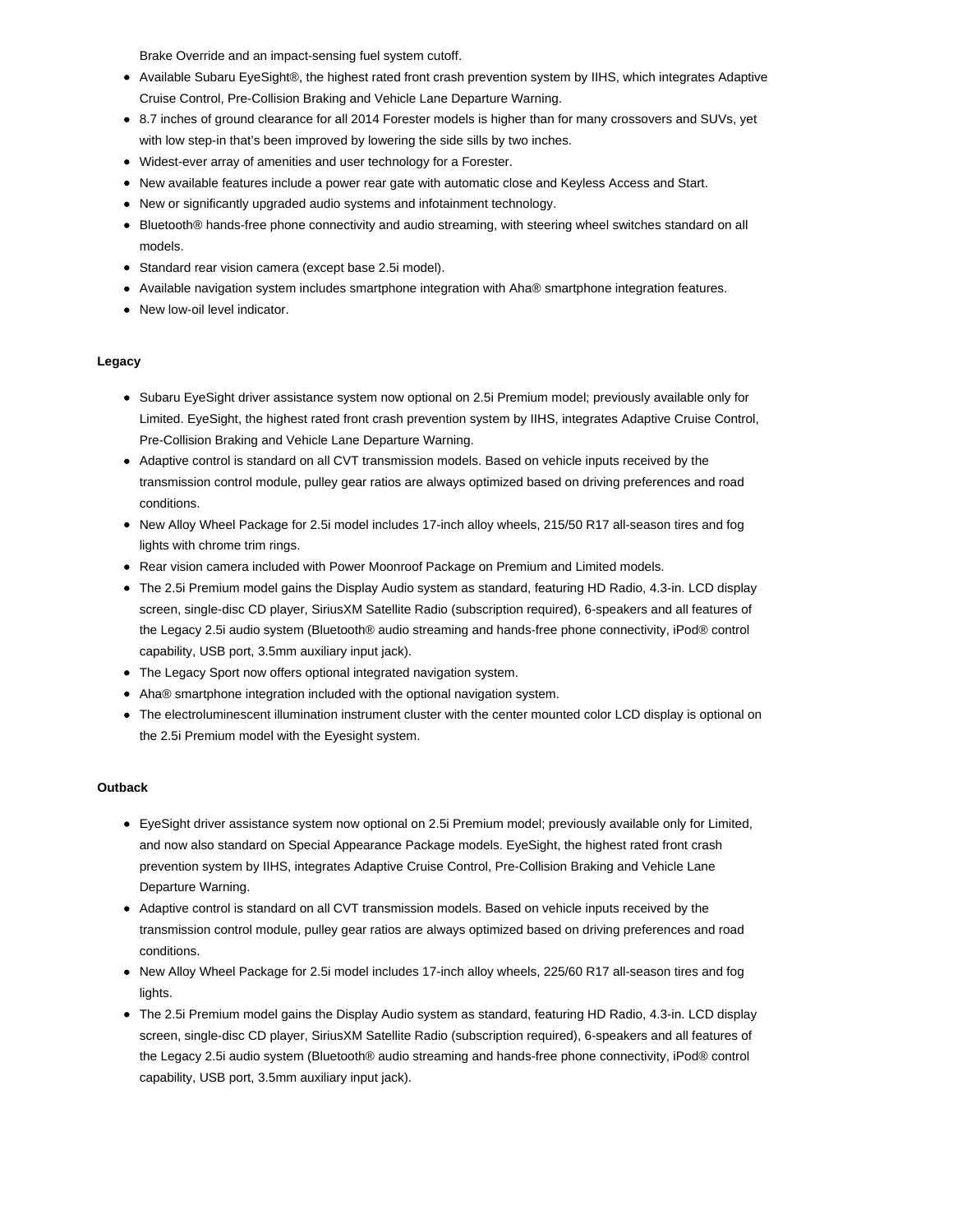Brake Override and an impact-sensing fuel system cutoff.

- Available Subaru EyeSight®, the highest rated front crash prevention system by IIHS, which integrates Adaptive Cruise Control, Pre-Collision Braking and Vehicle Lane Departure Warning.
- 8.7 inches of ground clearance for all 2014 Forester models is higher than for many crossovers and SUVs, yet with low step-in that's been improved by lowering the side sills by two inches.
- Widest-ever array of amenities and user technology for a Forester.
- New available features include a power rear gate with automatic close and Keyless Access and Start.
- New or significantly upgraded audio systems and infotainment technology.
- Bluetooth® hands-free phone connectivity and audio streaming, with steering wheel switches standard on all models.
- Standard rear vision camera (except base 2.5i model).
- Available navigation system includes smartphone integration with Aha® smartphone integration features.
- New low-oil level indicator.

**Legacy**

- Subaru EyeSight driver assistance system now optional on 2.5i Premium model; previously available only for Limited. EyeSight, the highest rated front crash prevention system by IIHS, integrates Adaptive Cruise Control, Pre-Collision Braking and Vehicle Lane Departure Warning.
- Adaptive control is standard on all CVT transmission models. Based on vehicle inputs received by the transmission control module, pulley gear ratios are always optimized based on driving preferences and road conditions.
- New Alloy Wheel Package for 2.5i model includes 17-inch alloy wheels, 215/50 R17 all-season tires and fog lights with chrome trim rings.
- Rear vision camera included with Power Moonroof Package on Premium and Limited models.
- The 2.5i Premium model gains the Display Audio system as standard, featuring HD Radio, 4.3-in. LCD display screen, single-disc CD player, SiriusXM Satellite Radio (subscription required), 6-speakers and all features of the Legacy 2.5i audio system (Bluetooth® audio streaming and hands-free phone connectivity, iPod® control capability, USB port, 3.5mm auxiliary input jack).
- The Legacy Sport now offers optional integrated navigation system.
- Aha® smartphone integration included with the optional navigation system.
- The electroluminescent illumination instrument cluster with the center mounted color LCD display is optional on the 2.5i Premium model with the Eyesight system.

**Outback**

- EyeSight driver assistance system now optional on 2.5i Premium model; previously available only for Limited, and now also standard on Special Appearance Package models. EyeSight, the highest rated front crash prevention system by IIHS, integrates Adaptive Cruise Control, Pre-Collision Braking and Vehicle Lane Departure Warning.
- Adaptive control is standard on all CVT transmission models. Based on vehicle inputs received by the transmission control module, pulley gear ratios are always optimized based on driving preferences and road conditions.
- New Alloy Wheel Package for 2.5i model includes 17-inch alloy wheels, 225/60 R17 all-season tires and fog lights.
- The 2.5i Premium model gains the Display Audio system as standard, featuring HD Radio, 4.3-in. LCD display screen, single-disc CD player, SiriusXM Satellite Radio (subscription required), 6-speakers and all features of the Legacy 2.5i audio system (Bluetooth® audio streaming and hands-free phone connectivity, iPod® control capability, USB port, 3.5mm auxiliary input jack).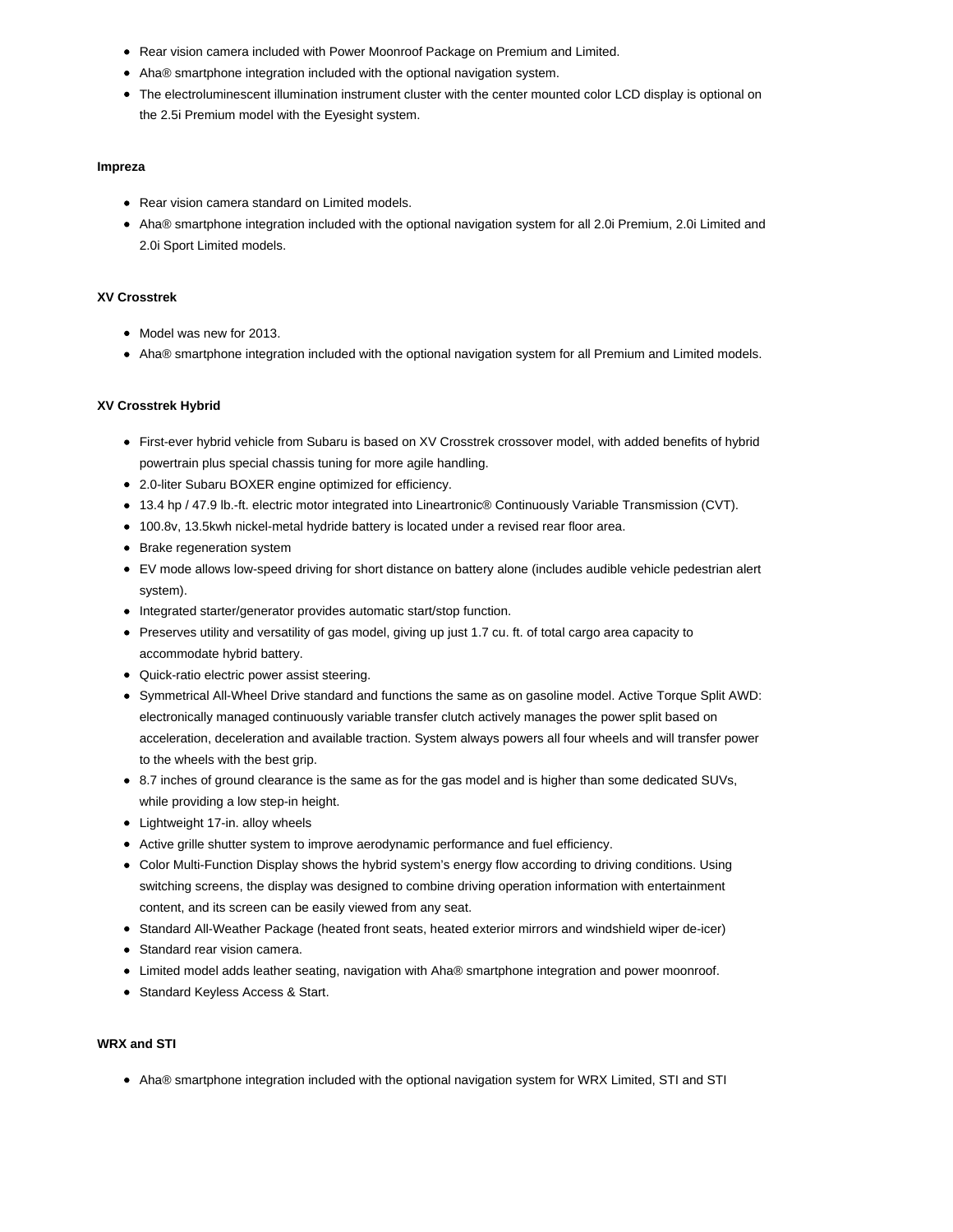- Rear vision camera included with Power Moonroof Package on Premium and Limited.
- Aha® smartphone integration included with the optional navigation system.
- The electroluminescent illumination instrument cluster with the center mounted color LCD display is optional on the 2.5i Premium model with the Eyesight system.

**Impreza**

- Rear vision camera standard on Limited models.
- Aha® smartphone integration included with the optional navigation system for all 2.0i Premium, 2.0i Limited and 2.0i Sport Limited models.

**XV Crosstrek**

- Model was new for 2013.
- Aha® smartphone integration included with the optional navigation system for all Premium and Limited models.

**XV Crosstrek Hybrid**

- First-ever hybrid vehicle from Subaru is based on XV Crosstrek crossover model, with added benefits of hybrid powertrain plus special chassis tuning for more agile handling.
- 2.0-liter Subaru BOXER engine optimized for efficiency.
- 13.4 hp / 47.9 lb.-ft. electric motor integrated into Lineartronic® Continuously Variable Transmission (CVT).
- 100.8v, 13.5kwh nickel-metal hydride battery is located under a revised rear floor area.
- Brake regeneration system
- EV mode allows low-speed driving for short distance on battery alone (includes audible vehicle pedestrian alert system).
- Integrated starter/generator provides automatic start/stop function.
- Preserves utility and versatility of gas model, giving up just 1.7 cu. ft. of total cargo area capacity to accommodate hybrid battery.
- Quick-ratio electric power assist steering.
- Symmetrical All-Wheel Drive standard and functions the same as on gasoline model. Active Torque Split AWD: electronically managed continuously variable transfer clutch actively manages the power split based on acceleration, deceleration and available traction. System always powers all four wheels and will transfer power to the wheels with the best grip.
- 8.7 inches of ground clearance is the same as for the gas model and is higher than some dedicated SUVs, while providing a low step-in height.
- Lightweight 17-in. alloy wheels
- Active grille shutter system to improve aerodynamic performance and fuel efficiency.
- Color Multi-Function Display shows the hybrid system's energy flow according to driving conditions. Using switching screens, the display was designed to combine driving operation information with entertainment content, and its screen can be easily viewed from any seat.
- Standard All-Weather Package (heated front seats, heated exterior mirrors and windshield wiper de-icer)
- Standard rear vision camera.
- Limited model adds leather seating, navigation with Aha® smartphone integration and power moonroof.
- Standard Keyless Access & Start.

**WRX and STI**

- Aha® smartphone integration included with the optional navigation system for WRX Limited, STI and STI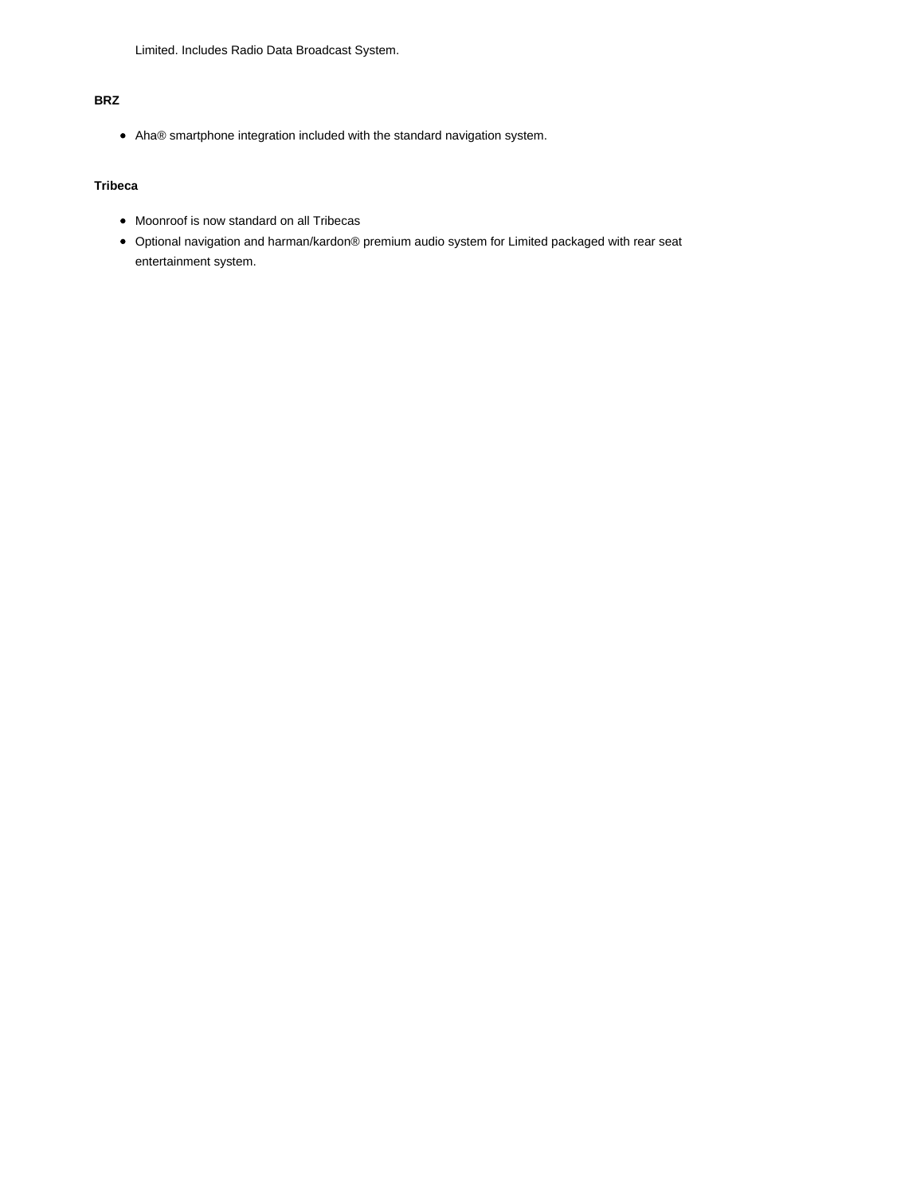Limited. Includes Radio Data Broadcast System.

**BRZ**

- Aha® smartphone integration included with the standard navigation system.

**Tribeca**

- Moonroof is now standard on all Tribecas
- Optional navigation and harman/kardon® premium audio system for Limited packaged with rear seat entertainment system.